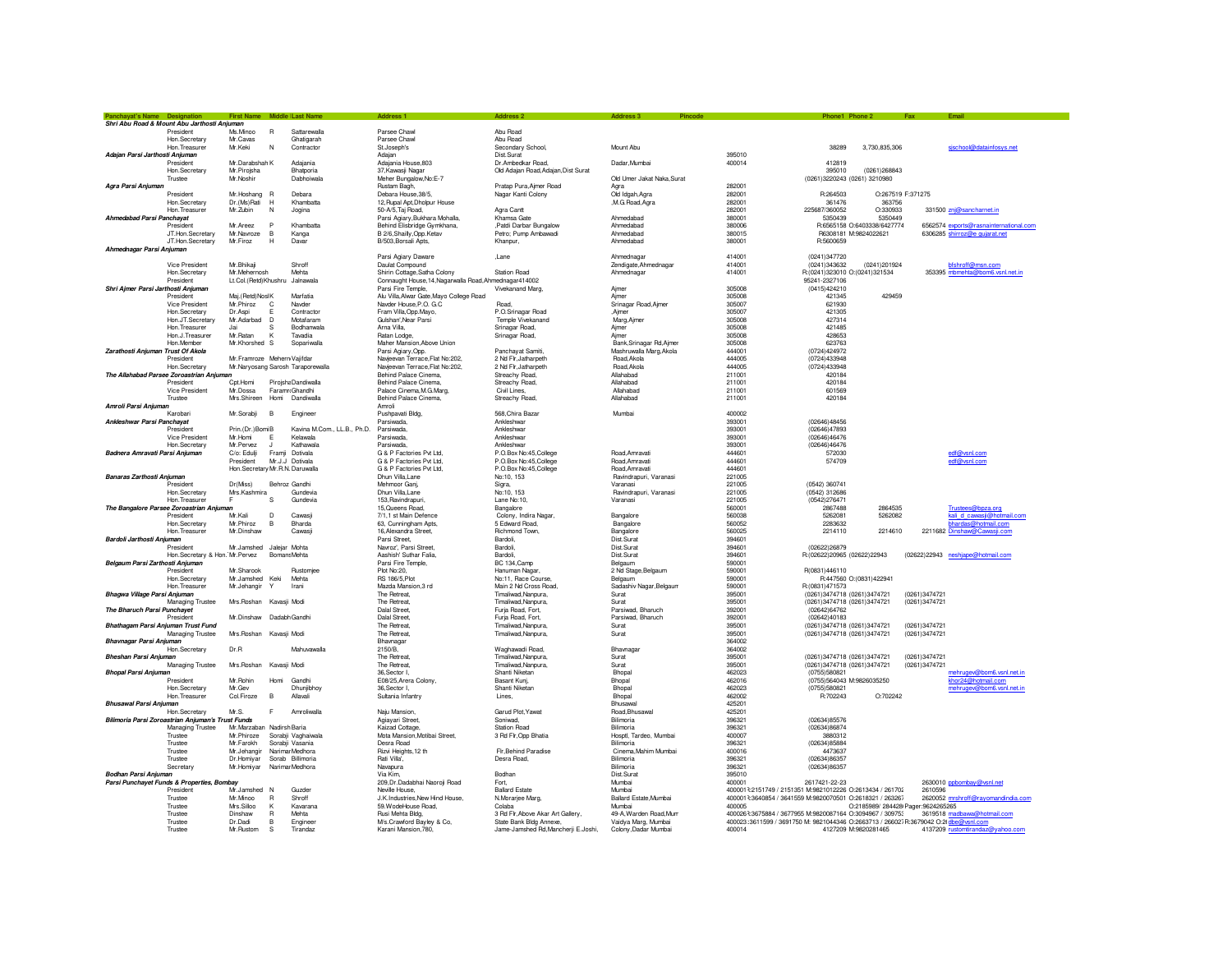| Panchayat's Name | Designation | First Name | Middle | Last Name | Address 1 | Address 2 | Address 3 | Pincode | Phone1 | Phone 2 | Fax | Email |
|---|---|---|---|---|---|---|---|---|---|---|---|---|
| **Shri Abu Road & Mount Abu Jarthosti Anjuman** | | | | | | | | | | | | |
| | President | Ms.Minoo | R | Sattarewalla | Parsee Chawl | Abu Road | | | | | | |
| | Hon.Secretary | Mr.Cavas | | Ghatigarah | Parsee Chawl | Abu Road | | | | | | |
| | Hon.Treasurer | Mr.Keki | N | Contractor | St.Joseph's | Secondary School, | Mount Abu | | 38289 | 3,730,835,306 | | sjschool@datainfosys.net |
| **Adajan Parsi Jarthosti Anjuman** | | | | | Adajan | Dist.Surat | | 395010 | | | | |
| | President | Mr.Darabshah | K | Adajania | Adajania House,803 | Dr.Ambedkar Road, | Dadar,Mumbai | 400014 | 412819 | | | |
| | Hon.Secretary | Mr.Pirojsha | | Bhatporia | 37,Kawasji Nagar | Old Adajan Road,Adajan,Dist Surat | | | 395010 | (0261)268843 | | |
| | Trustee | Mr.Noshir | | Dabhoiwala | Meher Bungalow,No:E-7 | | Old Umer Jakat Naka,Surat | | (0261)3220243 | (0261) 3210980 | | |
| **Agra Parsi Anjuman** | | | | | Rustam Bagh, | Pratap Pura,Ajmer Road | Agra | 282001 | | | | |
| | President | Mr.Hoshang | R | Debara | Debara House,38/5, | Nagar Kanti Colony | Old Idgah,Agra | 282001 | R:264503 | O:267519 | F:371275 | |
| | Hon.Secretary | Dr.(Ms)Rati | H | Khambatta | 12,Rupal Apt,Dholpur House | | ,M.G.Road,Agra | 282001 | 361476 | 363756 | | |
| | Hon.Treasurer | Mr.Zubin | N | Jogina | 50-A/5,Taj Road, | Agra Cantt | | 282001 | 225687/360052 | O:330933 | 331500 | znj@sancharnet.in |
| **Ahmedabad Parsi Panchayat** | | | | | Parsi Agiary,Bukhara Mohalla, | Khamsa Gate | Ahmedabad | 380001 | 5350439 | 5350449 | | |
| | President | Mr.Areez | P | Khambatta | Behind Elisbridge Gymkhana, | ,Paldi Darbar Bungalow | Ahmedabad | 380006 | R:6565158 | O:6403338/6427774 | 6562574 | exports@rasnainternational.com |
| | JT.Hon.Secretary | Mr.Navroze | B | Kanga | B 2/6,Shailly,Opp.Ketav | Petro; Pump Ambawadi | Ahmedabad | 380015 | R6308181 | M:9824022621 | | |
| | JT.Hon.Secretary | Mr.Firoz | H | Davar | B/503,Borsali Apts, | Khanpur, | Ahmedabad | 380001 | R:5600659 | | 6306285 | shirroz@e gujarat.net |
| **Ahmednagar Parsi Anjuman** | | | | | | | | | | | | |
| | | | | | Parsi Agiary Daware | ,Lane | Ahmednagar | 414001 | (0241)347720 | | | |
| | Vice President | Mr.Bhikaji | | Shroff | Daulat Compound | | Zendigate,Ahmednagar | 414001 | (0241)343632 | (0241)201924 | | bfshroff@msn.com |
| | Hon.Secretary | Mr.Mehernosh | | Mehta | Shirin Cottage,Satha Colony | Station Road | Ahmednagar | 414001 | R:(0241)323010 | O:(0241)321534 | 353395 | mbmehta@bom6.vsnl.net.in |
| | President | Lt.Col.(Retd)Khushru | | Jalnawala | Connaught House,14,Nagarwalla Road,Ahmednagar414002 | | | | 95241-2327106 | | | |
| **Shri Ajmer Parsi Jarthosti Anjuman** | | | | | Parsi Fire Temple, | Vivekanand Marg, | Ajmer | 305008 | (0415)424210 | | | |
| | President | Maj.(Retd)Nosi | K | Marfatia | Alu Villa,Alwar Gate,Mayo College Road | | Ajmer | 305008 | 421345 | 429459 | | |
| | Vice President | Mr.Phiroz | C | Navder | Navder House,P.O. G.C | Road, | Srinagar Road,Ajmer | 305007 | 621930 | | | |
| | Hon.Secretary | Dr.Aspi | E | Contractor | Fram Villa,Opp.Mayo, | P.O.Srinagar Road | ,Ajmer | 305007 | 421305 | | | |
| | Hon.JT.Secretary | Mr.Adarbad | D | Motafaram | Gulshan',Near Parsi | Temple Vivekanand | Marg,Ajmer | 305008 | 427314 | | | |
| | Hon.Treasurer | Jai | S | Bodhanwala | Arna Villa, | Srinagar Road, | Ajmer | 305008 | 421485 | | | |
| | Hon.J.Treasurer | Mr.Ratan | K | Tavadia | Ratan Lodge, | Srinagar Road, | Ajmer | 305008 | 428653 | | | |
| | Hon.Member | Mr.Khorshed | S | Sopariwalla | Maher Mansion,Above Union | | Bank,Srinagar Rd,Ajmer | 305008 | 623763 | | | |
| **Zarathosti Anjuman Trust Of Akola** | | | | | Parsi Agiary,Opp. | Panchayat Samiti, | Mashruwala Marg,Akola | 444001 | (0724)424972 | | | |
| | President | Mr.Framroze | Mehern | Vajifdar | Navjeevan Terrace,Flat No:202, | 2 Nd Flr,Jatharpeth | Road,Akola | 444005 | (0724)433948 | | | |
| | Hon.Secretary | Mr.Naryosang | Sarosh | Taraporewalla | Navjeevan Terrace,Flat No:202, | 2 Nd Flr,Jatharpeth | Road,Akola | 444005 | (0724)433948 | | | |
| **The Allahabad Parsee Zoroastrian Anjuman** | | | | | Behind Palace Cinema, | Streachy Road, | Allahabad | 211001 | 420184 | | | |
| | President | Cpt.Homi | Pirojsha | Dandiwalla | Behind Palace Cinema, | Streachy Road, | Allahabad | 211001 | 420184 | | | |
| | Vice President | Mr.Dossa | Faramr | Ghandhi | Palace Cinema,M.G.Marg, | Civil Lines, | Allahabad | 211001 | 601569 | | | |
| | Trustee | Mrs.Shireen | Homi | Dandiwalla | Behind Palace Cinema, | Streachy Road, | Allahabad | 211001 | 420184 | | | |
| **Amroli Parsi Anjuman** | | | | | Amroli | | | | | | | |
| | Karobari | Mr.Sorabji | B | Engineer | Pushpavati Bldg, | 568,Chira Bazar | Mumbai | 400002 | | | | |
| **Ankleshwar Parsi Panchayat** | | | | | Parsiwada, | Ankleshwar | | 393001 | (02646)48456 | | | |
| | President | Prin.(Dr.)Bomi | B | Kavina M.Com., LL.B., Ph.D. | Parsiwada, | Ankleshwar | | 393001 | (02646)47893 | | | |
| | Vice President | Mr.Homi | E | Kelawala | Parsiwada, | Ankleshwar | | 393001 | (02646)46476 | | | |
| | Hon.Secretary | Mr.Pervez | J | Kathawala | Parsiwada, | Ankleshwar | | 393001 | (02646)46476 | | | |
| **Badnera Amravati Parsi Anjuman** | C/o: Edulji | Framji | | Dotivala | G & P Factories Pvt Ltd, | P.O.Box No:45,College | Road,Amravati | 444601 | 572030 | | | edf@vsnl.com |
| | President | Mr.J.J | | Dotivala | G & P Factories Pvt Ltd, | P.O.Box No:45,College | Road,Amravati | 444601 | 574709 | | | edf@vsnl.com |
| | Hon.Secretary | Mr.R.N. | | Daruwalla | G & P Factories Pvt Ltd, | P.O.Box No:45,College | Road,Amravati | 444601 | | | | |
| **Banaras Zarthosti Anjuman** | | | | | Dhun Villa,Lane | No:10, 153 | Ravindrapuri, Varanasi | 221005 | | | | |
| | President | Dr(Miss) | Behroz | Gandhi | Mehmoor Ganj, | Sigra, | Varanasi | 221005 | (0542) 360741 | | | |
| | Hon.Secretary | Mrs.Kashmira | | Gundevia | Dhun Villa,Lane | No:10, 153 | Ravindrapuri, Varanasi | 221005 | (0542) 312686 | | | |
| | Hon.Treasurer | F | S | Gundevia | 153,Ravindrapuri, | Lane No:10, | Varanasi | 221005 | (0542)276471 | | | |
| **The Bangalore Parsee Zoroastrian Anjuman** | | | | | 15,Queens Road, | Bangalore | | 560001 | 2867488 | 2864535 | | Trustees@bpza.org |
| | President | Mr.Kali | D | Cawasji | 7/1,1 st Main Defence | Colony, Indira Nagar, | Bangalore | 560038 | 5262081 | 5262082 | | kali_d_cawasji@hotmail.com |
| | Hon.Secretary | Mr.Phiroz | B | Bharda | 63, Cunningham Apts, | 5 Edward Road, | Bangalore | 560052 | 2283632 | | | bhardas@hotmail.com |
| | Hon.Treasurer | Mr.Dinshaw | | Cawasji | 16,Alexandra Street, | Richmond Town, | Bangalore | 560025 | 2214110 | 2214610 | 2211682 | Dinshaw@Cawasji.com |
| **Bardoli Jarthosti Anjuman** | | | | | Parsi Street, | Bardoli, | Dist.Surat | 394601 | | | | |
| | President | Mr.Jamshed | Jalejar | Mohta | Navroz', Parsi Street, | Bardoli, | Dist.Surat | 394601 | (02622)26879 | | | |
| | Hon.Secretary & Hon.Treasurer | Mr.Pervez | Bomans | Mehta | Aashish' Suthar Falia, | Bardoli, | Dist.Surat | 394601 | R:(02622)20965 | (02622)22943 | (02622)22943 | neshjape@hotmail.com |
| **Belgaum Parsi Zarthosti Anjuman** | | | | | Parsi Fire Temple, | BC 134,Camp | Belgaum | 590001 | | | | |
| | President | Mr.Sharook | | Rustomjee | Plot No:20, | Hanuman Nagar, | 2 Nd Stage,Belgaum | 590001 | R(0831)446110 | | | |
| | Hon.Secretary | Mr.Jamshed | Keki | Mehta | RS 186/5,Plot | No:11, Race Course, | Belgaum | 590001 | R:447560 | O:(0831)422941 | | |
| | Hon.Treasurer | Mr.Jehangir | Y | Irani | Mazda Mansion,3 rd | Main 2 Nd Cross Road, | Sadashiv Nagar,Belgaum | 590001 | R:(0831)471573 | | | |
| **Bhagwa Village Parsi Anjuman** | | | | | The Retreat, | Timaliwad,Nanpura, | Surat | 395001 | (0261)3474718 | (0261)3474721 | (0261)3474721 | |
| | Managing Trustee | Mrs.Roshan | Kavasji | Modi | The Retreat, | Timaliwad,Nanpura, | Surat | 395001 | (0261)3474718 | (0261)3474721 | (0261)3474721 | |
| **The Bharuch Parsi Punchayet** | | | | | Dalal Street, | Furja Road, Fort, | Parsiwad, Bharuch | 392001 | (02642)64762 | | | |
| | President | Mr.Dinshaw | Dadabh | Gandhi | Dalal Street, | Furja Road, Fort, | Parsiwad, Bharuch | 392001 | (02642)40183 | | | |
| **Bhathagam Parsi Anjuman Trust Fund** | | | | | The Retreat, | Timaliwad,Nanpura, | Surat | 395001 | (0261)3474718 | (0261)3474721 | (0261)3474721 | |
| | Managing Trustee | Mrs.Roshan | Kavasji | Modi | The Retreat, | Timaliwad,Nanpura, | Surat | 395001 | (0261)3474718 | (0261)3474721 | (0261)3474721 | |
| **Bhavnagar Parsi Anjuman** | | | | | Bhavnagar | | | 364002 | | | | |
| | Hon.Secretary | Dr.R | | Mahuvawalla | 2150/B, | Waghawadi Road, | Bhavnagar | 364002 | | | | |
| **Bheshan Parsi Anjuman** | | | | | The Retreat, | Timaliwad,Nanpura, | Surat | 395001 | (0261)3474718 | (0261)3474721 | (0261)3474721 | |
| | Managing Trustee | Mrs.Roshan | Kavasji | Modi | The Retreat, | Timaliwad,Nanpura, | Surat | 395001 | (0261)3474718 | (0261)3474721 | (0261)3474721 | |
| **Bhopal Parsi Anjuman** | | | | | 36,Sector I, | Shanti Niketan | Bhopal | 462023 | (0755)580821 | | | mehrugev@bom6.vsnl.net.in |
| | President | Mr.Rohin | Homi | Gandhi | E08/25,Arera Colony, | Basant Kunj, | Bhopal | 462016 | (0755)564043 | M:9826035250 | | khor24@hotmail.com |
| | Hon.Secretary | Mr.Gev | | Dhunjibhoy | 36,Sector I, | Shanti Niketan | Bhopal | 462023 | (0755)580821 | | | mehrugev@bom6.vsnl.net.in |
| | Hon.Treasurer | Col.Firoze | B | Allavali | Sultania Infantry | Lines, | Bhopal | 462002 | R:702243 | O:702242 | | |
| **Bhusawal Parsi Anjuman** | | | | | | | Bhusawal | 425201 | | | | |
| | Hon.Secretary | Mr.S. | F | Amroliwalla | Naju Mansion, | Garud Plot,Yawat | Road,Bhusawal | 425201 | | | | |
| **Bilimoria Parsi Zoroastrian Anjuman's Trust Funds** | | | | | Agiayari Street, | Soniwad, | Bilimoria | 396321 | (02634)85576 | | | |
| | Managing Trustee | Mr.Marzaban | Nadirsh | Baria | Kaizad Cottage, | Station Road | Bilimoria | 396321 | (02634)86874 | | | |
| | Trustee | Mr.Phiroze | Sorabji | Vaghaiwala | Mota Mansion,Motibai Street, | 3 Rd Flr,Opp Bhatia | Hosptl, Tardeo, Mumbai | 400007 | 3880312 | | | |
| | Trustee | Mr.Farokh | Sorabji | Vasania | Desra Road | | Bilimoria | 396321 | (02634)85884 | | | |
| | Trustee | Mr.Jehangir | Narimar | Medhora | Rizvi Heights,12 th | Flr,Behind Paradise | Cinema,Mahim Mumbai | 400016 | 4473637 | | | |
| | Trustee | Dr.Homiyar | Sorab | Billimoria | Rati Villa', | Desra Road, | Bilimoria | 396321 | (02634)86357 | | | |
| | Secretary | Mr.Homiyar | Narimar | Medhora | Navapura | | Bilimoria | 396321 | (02634)86357 | | | |
| **Bodhan Parsi Anjuman** | | | | | Via Kim, | Bodhan | Dist.Surat | 395010 | | | | |
| **Parsi Punchayet Funds & Properties, Bombay** | | | | | 209,Dr.Dadabhai Naoroji Road | Fort, | Mumbai | 400001 | 2617421-22-23 | | 2630010 | ppbombay@vsnl.net |
| | President | Mr.Jamshed | N | Guzder | Neville House, | Ballard Estate | Mumbai | 400001 | R:2151749 / 2151351 | M:9821012226 O:2613434 / 261702 | 2610596 | |
| | Trustee | Mr.Minoo | R | Shroff | J.K.Industries,New Hind House, | N.Morarjee Marg, | Ballard Estate,Mumbai | 400001 | R:3640854 / 3641559 | M:9820070501 O:2618321 / 263267 | 2620052 | mrshroff@rayomandindia.com |
| | Trustee | Mrs.Silloo | K | Kavarana | 59.WodeHouse Road, | Colaba | Mumbai | 400005 | | O:2185989/ 284428 | Pager:9624265265 | |
| | Trustee | Dinshaw | R | Mehta | Rusi Mehta Bldg, | 3 Rd Flr,Above Akar Art Gallery, | 49-A,Warden Road,Mum | 400026 | R:3675884 / 3677955 | M:9820087164 O:3094967 / 309753 | 3619518 | madbawa@hotmail.com |
| | Trustee | Dr.Dadi | B | Engineer | M/s.Crawford Bayley & Co, | State Bank Bldg Annexe, | Vaidya Marg, Mumbai | 400023 | R:3611599 / 3691750 | M: 9821044346 O:2663713 / 266027 | R:3679042 O:26 | dbe@vsnl.com |
| | Trustee | Mr.Rustom | S | Tirandaz | Karani Mansion,780, | Jame-Jamshed Rd,Mancherji E.Joshi, | Colony,Dadar Mumbai | 400014 | 4127209 | M:9820281465 | 4137209 | rustomtirandaz@yahoo.com |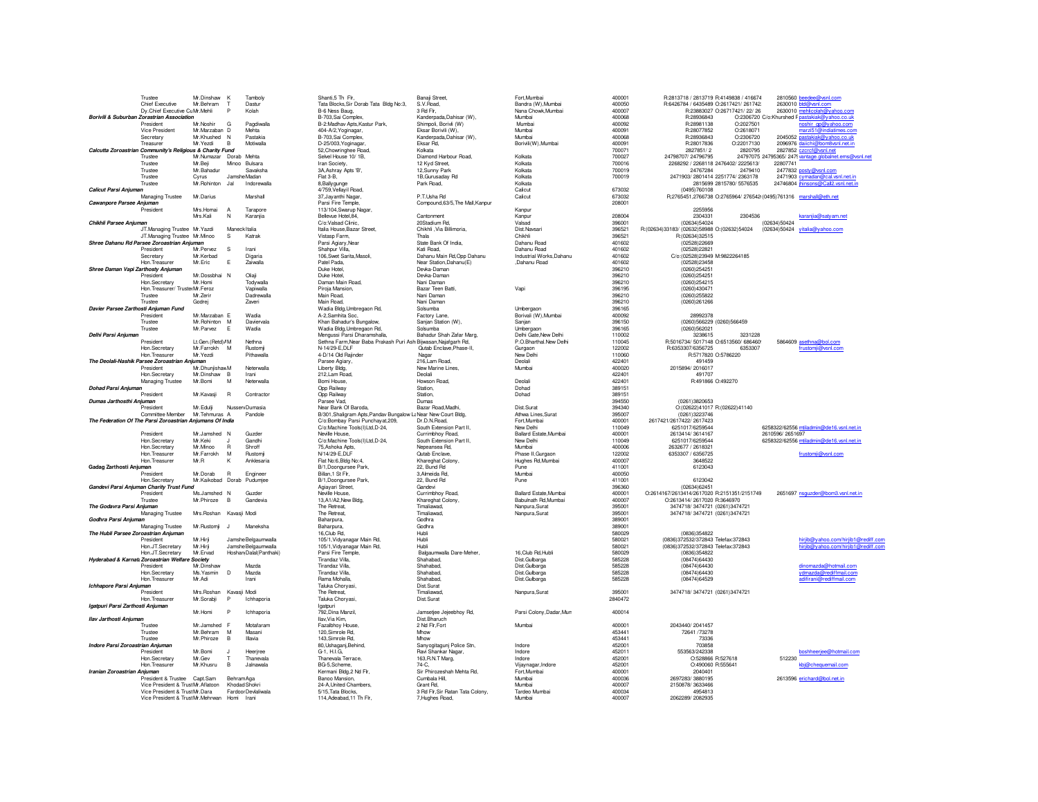| Designation | Title | First Name | Initial | Surname | Address 1 | Address 2 | City | PIN | Phone | Fax | Email |
|---|---|---|---|---|---|---|---|---|---|---|---|
| Trustee | Mr. | Dinshaw | K | Tamboly | Shanti,5 Th Flr, | Banaji Street, | Fort,Mumbai | 400001 | R:2813718 / 2813719 R:4149838 / 416674 | 2810560 | beedee@vsnl.com |
| Chief Executive | Mr. | Behram | T | Dastur | Tata Blocks,Sir Dorab Tata Bldg No:3, | S.V.Road, | Bandra (W),Mumbai | 400050 | R:6426784 / 6435489 O:2617421/ 261742 | 2630010 | btd@vsnl.com |
| Dy.Chief Executive Cu | Mr. | Mehli | P | Kolah | B-6 Ness Baug, | 3 Rd Flr, | Nana Chowk,Mumbai | 400007 | R:23883027 O:26717421/ 22/ 26 | 2630010 | mehlicolah@yahoo.com |
| **Borivili & Suburban Zorastrian Association** | | | | | B-703,Sai Complex, | Kanderpada,Dahisar (W), | Mumbai | 400068 | R:28936843 | O:2306720 C/o:Khurshed P | pastakiak@yahoo.co.uk |
| President | Mr. | Noshir | G | Pagdiwalla | B-2:Madhav Apts,Kastur Park, | Shimpoli, Borivli (W) | Mumbai | 400092 | R:28981138 | O:2027501 | noshir_gp@yahoo.com |
| Vice President | Mr. | Marzaban | D | Mehta | 404-A/2,Yoginagar, | Eksar Borivli (W), | Mumbai | 400091 | R:28077852 | O:2618071 | marzi51@indiatimes.com |
| Secretary | Mr. | Khushed | N | Pastakia | B-703,Sai Complex, | Kanderpada,Dahisar (W), | Mumbai | 400068 | R:28936843 | O:2306720 2045052 | pastakiak@yahoo.co.uk |
| Treasurer | Mr. | Yezdi | B | Motiwalla | D-25/003,Yoginagar, | Eksar Rd, | Borivli(W),Mumbai | 400091 | R:28017836 | O:22017130 2096976 | daiichi@bom8vsnl.net.in |
| **Calcutta Zoroastrian Community's Religious & Charity Fund** | | | | | 52,Chowringhee Road, | Kolkata | | 700071 | 2827851/ 2 | 2820795 2827852 | czcrcf@vsnl.net |
| Trustee | Mr. | Numazar | Dorab | Mehta | Selvel House 10/ 1B, | Diamond Harbour Road, | Kolkata | 700027 | 24798707/ 24796795 | 24797075 24795365/ 247 | vantage.globalnet.ems@vsnl.net |
| Trustee | Mr. | Beji | Minoo | Bulsara | Iran Society, | 12 Kyd Street, | Kolkata | 700016 | 2268292 / 2268118 2476402/ 2225613/ | 22807741 | |
| Trustee | Mr. | Bahadur | | Savaksha | 3A,Ashray Apts 'B', | 12,Sunny Park | Kolkata | 700019 | 24767284 | 2479410 2477832 | posty@vsnl.com |
| Trustee | | Cyrus | Jamshe | Madan | Flat 3-B, | 1B,Gurusaday Rd | Kolkata | 700019 | 2471903/ 2801414 2251774/ 2363178 | 2471903 | cymadan@cal.vsnl.net.in |
| Trustee | Mr. | Rohinton | Jal | Indorewalla | 8,Ballygunge | Park Road, | Kolkata | | 2815699 2815780/ 5576535 | 24746804 | jhinsons@Cal2.vsnl.net.in |
| **Calicut Parsi Anjuman** | | | | | 4/759,Vellayil Road, | | Calicut | 673032 | (0495)760108 | | |
| Managing Trustee | Mr. | Darius | | Marshall | 37,Jayanthi Nagar, | P.T.Usha Rd | Calicut | 673032 | R:2765451,2766738 O:2765964/ 276542 | (0495)761316 | marshall@eth.net |
| **Cawanpore Parsee Anjuman** | | | | | Parsi Fire Temple, | Compound,63/5,The Mall,Kanpur | | 208001 | | | |
| President | Mrs. | Homai | A | Tarapore | 113/104,Swarup Nagar, | | Kanpur | | 2255956 | | |
| | Mrs. | Kali | N | Karanjia | Bellevue Hotel,84, | | Kanpur | 208004 | 2304331 | 2304536 | karanjia@satyam.net |
| **Chikhli Parsee Anjuman** | | | | | C/o:Valsad Clinic, | 20Stadium Rd, | Valsad | 396001 | (02634)54024 | (02634)50424 | |
| JT.Managing Trustee | Mr. | Yazdi | Maneck | Italia | Italia House,Bazar Street, | Chikhli ,Via Billimoria, | Dist.Navsari | 396521 | R:(02634)33183/ (02632)58988 O:(02632)54024 | (02634)50424 | yitalia@yahoo.com |
| JT.Managing Trustee | Mr. | Minoo | S | Katrak | Vistasp Farm, | Thala | Chikhli | 396521 | R:(02634)32515 | | |
| **Shree Dahanu Rd Parsee Zoroastrian Anjuman** | | | | | Parsi Agiary,Near | State Bank Of India, | Dahanu Road | 401602 | (02528)22669 | | |
| President | Mr. | Pervez | S | Irani | Shahpur Villa, | Kati Road, | Dahanu Road | 401602 | (02528)22821 | | |
| Secretary | Mr. | Kerbad | | Digaria | 106,Swet Sarita,Masoli, | Dahanu Main Rd,Opp Dahanu | Industrial Works,Dahanu | 401602 | C/o:(02528)23949 M:9822264185 | | |
| Hon.Treasurer | Mr. | Eric | E | Zaiwalla | Patel Pada, | Near Station,Dahanu(E) | ,Dahanu Road | 401602 | (02528)23458 | | |
| **Shree Daman Vapi Zarthosty Anjuman** | | | | | Duke Hotel, | Devka-Daman | | 396210 | (0260)254251 | | |
| President | Mr. | Dossbhai | N | Olaji | Duke Hotel, | Devka-Daman | | 396210 | (0260)254251 | | |
| Hon.Secretary | Mr. | Homi | | Todywalla | Daman Main Road, | Nani Daman | | 396210 | (0260)254215 | | |
| Hon.Treasurer/ Trustee | Mr. | Feroz | | Vapiwalla | Piroja Mansion, | Bazar Teen Batti, | Vapi | 396195 | (0260)430471 | | |
| Trustee | Mr. | Zerir | | Dadrewalla | Main Road, | Nani Daman | | 396210 | (0260)255822 | | |
| Trustee | | Godrej | | Zaveri | Main Road, | Nani Daman | | 396210 | (0260)261266 | | |
| **Davier Parsee Zarthosti Anjuman Fund** | | | | | Wadia Bldg,Umbregaon Rd, | Solsumba | Umbergaon | 396165 | | | |
| President | Mr. | Marzaban | E | Wadia | A-2,Samhita Soc, | Factory Lane, | Borivali (W),Mumbai | 400092 | 28992378 | | |
| Trustee | Mr. | Rohinton | M | Davierwala | Khan Bahadur's Bungalow, | Sanjan Station (W), | Sanjan | 396150 | (0260)566229 (0260)566459 | | |
| Trustee | Mr. | Parvez | E | Wadia | Wadia Bldg,Umbregaon Rd, | Solsumba | Umbergaon | 396165 | (0260)562021 | | |
| **Delhi Parsi Anjuman** | | | | | Mengussi Parsi Dharamshalla, | Bahadur Shah Zafar Marg, | Delhi Gate,New Delhi | 110002 | 3238615 | 3231228 | |
| President | | Lt.Gen.(Retd) | M | Nethna | Sethna Farm,Near Baba Prakash Puri Ash | Bijwasan,Najafgarh Rd, | P.O.Bharthal.New Delhi | 110045 | R:5016734/ 5017148 O:6513560/ 686460 | 5864609 | asethna@bol.com |
| Hon.Secretary | Mr. | Farrokh | M | Rustomji | N-14/29-E,DLF | Qutab Enclave,Phase-II, | Gurgaon | 122002 | R:6353307/6356725 | 6353307 | frustomji@vsnl.com |
| Hon.Treasurer | Mr. | Yezdi | | Pithawalla | 4-D/14 Old Rajinder | Nagar | New Delhi | 110060 | R:5717820 O:5786220 | | |
| **The Deolali-Nashik Parsee Zoroastrian Anjuman** | | | | | Parsee Agiary, | 216,Lam Road, | Deolali | 422401 | 491459 | | |
| President | Mr. | Dhunjishaw | M | Neterwalla | Liberty Bldg, | New Marine Lines, | Mumbai | 400020 | 2015894/ 2016017 | | |
| Hon.Secretary | Mr. | Dinshaw | B | Irani | 212,Lam Road, | Deolali | | 422401 | 491707 | | |
| Managing Trustee | Mr. | Bomi | M | Neterwalla | Bomi House, | Howson Road, | Deolali | 422401 | R:491866 O:492270 | | |
| **Dohad Parsi Anjuman** | | | | | Opp Railway | Station, | Dohad | 389151 | | | |
| President | Mr. | Kavasji | R | Contractor | Opp Railway | Station, | Dohad | 389151 | | | |
| **Dumas Jarthosthi Anjuman** | | | | | Parsee Vad, | Dumas | | 394550 | (0261)3820653 | | |
| President | Mr. | Edulji | Nusserv | Dumasia | Near Bank Of Baroda, | Bazar Road,Madhi, | Dist.Surat | 394340 | O:(02622)41017 R:(02622)41140 | | |
| Committee Member | Mr. | Tehmuras | A | Pandole | B/301,Shaligram Apts,Pandav Bungalow L | Near New Court Bldg, | Athwa Lines,Surat | 395007 | (0261)3223746 | | |
| **The Federation Of The Parsi Zoroastrian Anjumans Of India** | | | | | C/o:Bombay Parsi Punchayat,209, | Dr.D.N.Road, | Fort,Mumbai | 400001 | 2617421/2617422/ 2617423 | | |
| | | | | | C/o:Machine Tools(I)Ltd,D-24, | South Extension Part II, | New Delhi | 110049 | 6251017/6259544 | 6258322/62556 | mtiladmin@de16.vsnl.net.in |
| President | Mr. | Jamshed | N | Guzder | Neville House, | Currimbhoy Road, | Ballard Estate,Mumbai | 400001 | 2613414/ 3614167 | 2610596/ 2651697 | |
| Hon.Secretary | Mr. | Keki | J | Gandhi | C/o:Machine Tools(I)Ltd,D-24, | South Extension Part II, | New Delhi | 110049 | 6251017/6259544 | 6258322/62556 | mtiladmin@de16.vsnl.net.in |
| Hon.Secretary | Mr. | Minoo | R | Shroff | 75,Ashoka Apts, | Nepeansea Rd, | Mumbai | 400006 | 2632677 / 2618321 | | |
| Hon.Treasurer | Mr. | Farrokh | M | Rustomji | N/14/29-E,DLF | Qutab Enclave, | Phase II,Gurgaon | 122002 | 6353307 / 6356725 | | frustomji@vsnl.com |
| Hon.Treasurer | Mr. | R | K | Anklesaria | Flat No:6,Bldg No:4, | Khareghat Colony, | Hughes Rd,Mumbai | 400007 | 3648522 | | |
| **Gadag Zarthosti Anjuman** | | | | | B/1,Doongursee Park, | 22, Bund Rd | Pune | 411001 | 6123043 | | |
| President | Mr. | Dorab | R | Engineer | Billan,1 St Flr, | 3,Almeida Rd, | Mumbai | 400050 | | | |
| Hon.Secretary | Mr. | Kaikobad | Dorab | Pudumjee | B/1,Doongursee Park, | 22, Bund Rd | Pune | 411001 | 6123042 | | |
| **Gandevi Parsi Anjuman Charity Trust Fund** | | | | | Agiayari Street, | Gandevi | | 396360 | (02634)62451 | | |
| President | Ms. | Jamshed | N | Guzder | Neville House, | Currimbhoy Road, | Ballard Estate,Mumbai | 400001 | O:2614167/2613414/2617020 R:2151351/2151749 | 2651697 | nsguzder@bom3.vsnl.net.in |
| Trustee | Mr. | Phiroze | B | Gandevia | 13,A1/A2,New Bldg, | Khareghat Colony, | Babulnath Rd,Mumbai | 400007 | O:2613414/ 2617020 R:3646970 | | |
| **The Godavra Parsi Anjuman** | | | | | The Retreat, | Timaliawad, | Nanpura,Surat | 395001 | 3474718/ 3474721 (0261)3474721 | | |
| Managing Trustee | Mrs. | Roshan | Kavasji | Modi | The Retreat, | Timaliawad, | Nanpura,Surat | 395001 | 3474718/ 3474721 (0261)3474721 | | |
| **Godhra Parsi Anjuman** | | | | | Baharpura, | Godhra | | 389001 | | | |
| Managing Trustee | Mr. | Rustomji | J | Maneksha | Baharpura, | Godhra | | 389001 | | | |
| **The Hubli Parsee Zoroastrian Anjuman** | | | | | 16,Club Rd, | Hubli | | 580029 | (0836)354822 | | |
| President | Mr. | Hirji | Jamshe | Belgaumwalla | 105/1,Vidyanagar Main Rd, | Hubli | | 580021 | (0836)372532/372843 Telefax:372843 | | hirjib@yahoo.com/hirjib1@rediff.com |
| Hon.JT.Secretary | Mr. | Hirji | Jamshe | Belgaumwalla | 105/1,Vidyanagar Main Rd, | Hubli | | 580021 | (0836)372532/372843 Telefax:372843 | | hirjib@yahoo.com/hirjib1@rediff.com |
| Hon.JT.Secretary | Mr. | Ervad | Hoshan | Dalal(Panthaki) | Parsi Fire Temple, | Balgaumwalla Dare-Meher, | 16,Club Rd,Hubli | 580029 | (0836)354822 | | |
| **Hyderabad & Karnataka Zoroastrian Welfare Society** | | | | | Tirandaz Villa, | Shahabad, | Dist.Gulbarga | 585228 | (08474)64430 | | |
| President | Mr. | Dinshaw | | Mazda | Tirandaz Villa, | Shahabad, | Dist.Gulbarga | 585228 | (08474)64430 | | dinomazda@hotmail.com |
| Hon.Secretary | Ms. | Yasmin | D | Mazda | Tirandaz Villa, | Shahabad, | Dist.Gulbarga | 585228 | (08474)64430 | | ydmazda@rediffmail.com |
| Hon.Treasurer | Mr. | Adi | | Irani | Rama Mohalla, | Shahabad, | Dist.Gulbarga | 585228 | (08474)64529 | | aditirani@rediffmail.com |
| **Ichhapore Parsi Anjuman** | | | | | Taluka Choryasi, | Dist.Surat | | | | | |
| President | Mrs. | Roshan | Kavasji | Modi | The Retreat, | Timaliawad, | Nanpura,Surat | 395001 | 3474718/ 3474721 (0261)3474721 | | |
| Hon.Treasurer | Mr. | Sorabji | P | Ichhaporia | Taluka Choryasi, | Dist.Surat | | 2840472 | | | |
| **Igatpuri Parsi Zarthosti Anjuman** | | | | | Igatpuri | | | | | | |
| | Mr. | Homi | P | Ichhaporia | 792,Dina Manzil, | Jamsetjee Jejeebhoy Rd, | Parsi Colony,Dadar,Mun | 400014 | | | |
| **Ilav Jarthosti Anjuman** | | | | | Ilav,Via Kim, | Dist.Bharuch | | | | | |
| Trustee | Mr. | Jamshed | F | Motafaram | Fazalbhoy House, | 2 Nd Flr,Fort | Mumbai | 400001 | 2043440/ 2041457 | | |
| Trustee | Mr. | Behram | M | Masani | 120,Simrole Rd, | Mhow | | 453441 | 72641 /73278 | | |
| Trustee | Mr. | Phiroze | B | Illavia | 143,Simrole Rd, | Mhow | | 453441 | 73336 | | |
| **Indore Parsi Zoroastrian Anjuman** | | | | | 80,Ushaganj,Behind, | Sanyogitagunj Police Stn, | Indore | 452001 | 703858 | | |
| President | Mr. | Bomi | J | Heerjee | G-1, H.I.G, | Ravi Shankar Nagar, | Indore | 452011 | 553563/242338 | | boshheerjee@hotmail.com |
| Hon.Secretary | Mr. | Gev | T | Thanevala | Thanevala Terrace, | 163,R.N.T Marg, | Indore | 452001 | O:528866 R:527618 | 512230 | |
| Hon.Treasurer | Mr. | Khusru | B | Jalnawala | BG-5,Scheme, | 74-C, | Vijaynagar,Indore | 452001 | O:490060 R:555641 | | kbj@chequemail.com |
| **Iranian Zoroastrian Anjuman** | | | | | Kermani Bldg,2 Nd Flr, | Sir Phirozeshah Mehta Rd, | Fort,Mumbai | 400001 | 2040401 | | |
| President & Trustee | Capt. | Sam | Behram | Aga | Banoo Mansion, | Cumbala Hill, | Mumbai | 400036 | 2697283/ 3880195 | 2613596 | erichard@bol.net.in |
| Vice President & Trust | Mr. | Aflatoon | Khodad | Shokri | 24-A,United Chambers, | Grant Rd, | Mumbai | 400007 | 2150878/ 3633466 | | |
| Vice President & Trust | Mr. | Dara | Fardoor | Devlaliwala | 5/15,Tata Blocks, | 3 Rd Flr,Sir Ratan Tata Colony, | Tardeo Mumbai | 400034 | 4954813 | | |
| Vice President & Trust | Mr. | Mehrwan | Homi | Irani | 114,Adeabad,11 Th Flr, | 7,Hughes Road, | Mumbai | 400007 | 2062289/ 2082935 | | |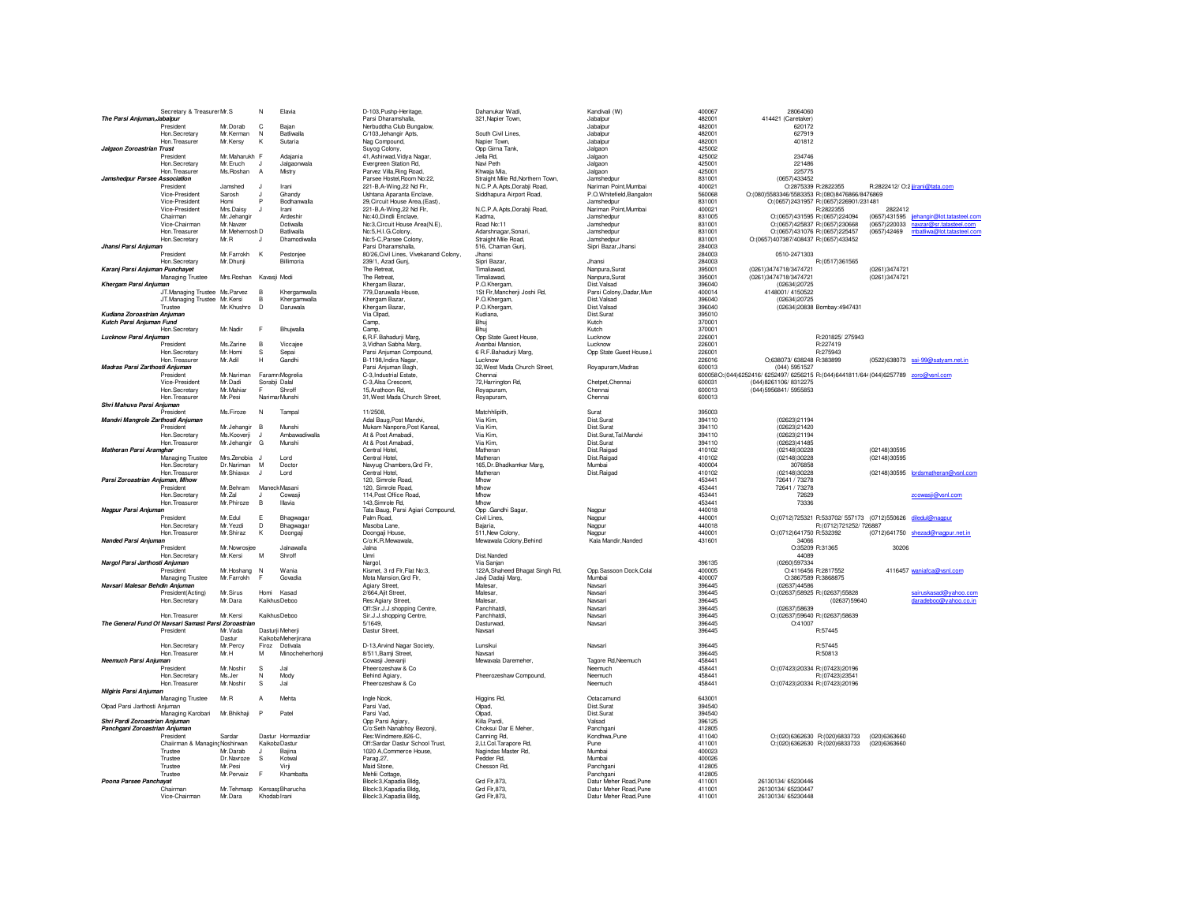| Organisation / Designation | Title | Initial | Surname | Address 1 | Address 2 | City | PIN | Phone 1 | Phone 2 | Fax | Email |
|---|---|---|---|---|---|---|---|---|---|---|---|
| Secretary & Treasurer | Mr.S | N | Elavia | D-103,Pushp-Heritage, | Dahanukar Wadi, | Kandivali (W) | 400067 | 28064060 | | | |
| ***The Parsi Anjuman,Jabalpur*** | | | | Parsi Dharamshalla, | 321,Napier Town, | Jabalpur | 482001 | 414421 (Caretaker) | | | |
| President | Mr.Dorab | C | Bajan | Nerbuddha Club Bungalow, | | Jabalpur | 482001 | 620172 | | | |
| Hon.Secretary | Mr.Kerman | N | Batliwalla | C/103,Jehangir Apts, | South Civil Lines, | Jabalpur | 482001 | 627919 | | | |
| Hon.Treasurer | Mr.Kersy | K | Sutaria | Nag Compound, | Napier Town, | Jabalpur | 482001 | 401812 | | | |
| ***Jalgaon Zoroastrian Trust*** | | | | Suyog Colony, | Opp Girna Tank, | Jalgaon | 425002 | | | | |
| President | Mr.Maharukh | F | Adajania | 41,Ashirwad,Vidya Nagar, | Jella Rd, | Jalgaon | 425002 | 234746 | | | |
| Hon.Secretary | Mr.Eruch | J | Jalgaonwala | Evergreen Station Rd, | Navi Peth | Jalgaon | 425001 | 221486 | | | |
| Hon.Treasurer | Ms.Roshan | A | Mistry | Parvez Villa,Ring Road, | Khwaja Mia, | Jalgaon | 425001 | 225775 | | | |
| ***Jamshedpur Parsee Association*** | | | | Parsee Hostel,Room No:22, | Straight Mile Rd,Northern Town, | Jamshedpur | 831001 | (0657)433452 | | | |
| President | Jamshed | J | Irani | 221-B,A-Wing,22 Nd Flr, | N.C.P.A.Apts,Dorabji Road, | Nariman Point,Mumbai | 400021 | O:2875339 | R:2822355 | R:2822412/ O:2 | jirani@tata.com |
| Vice-President | Sarosh | J | Ghandy | Ushtana Aparanta Enclave, | Siddhapura Airport Road, | P.O.Whitefield,Bangalore | 560068 | O:(080)5583346/5583353 | R:(080)8476866/8476869 | | |
| Vice-President | Homi | P | Bodhanwalla | 29,Circuit House Area,(East), | | Jamshedpur | 831001 | O:(0657)2431957 | R:(0657)226901/231481 | | |
| Vice-President | Mrs.Daisy | J | Irani | 221-B,A-Wing,22 Nd Flr, | N.C.P.A.Apts,Dorabji Road, | Nariman Point,Mumbai | 400021 | | R:2822355 | 2822412 | |
| Chairman | Mr.Jehangir | | Ardeshir | No:40,Dindli Enclave, | Kadma, | Jamshedpur | 831005 | O:(0657)431595 | R:(0657)224094 | (0657)431595 | jjehangir@lot.tatasteel.com |
| Vice-Chairman | Mr.Navzer | | Dotiwalla | No:3,Circuit House Area(N.E), | Road No:11 | Jamshedpur | 831001 | O:(0657)425837 | R:(0657)230668 | (0657)220033 | navzar@sr.tatasteel.com |
| Hon.Treasurer | Mr.Mehernosh | D | Batliwala | No:5,H.I.G.Colony, | Adarshnagar,Sonari, | Jamshedpur | 831001 | O:(0657)431076 | R:(0657)225457 | (0657)42469 | mbatliwa@lot.tatasteel.com |
| Hon.Secretary | Mr.R | J | Dhamodiwalla | No:5-C,Parsee Colony, | Straight Mile Road, | Jamshedpur | 831001 | O:(0657)407387/408437 | R:(0657)433452 | | |
| ***Jhansi Parsi Anjuman*** | | | | Parsi Dharamshalla, | 516, Chaman Gunj, | Sipri Bazar,Jhansi | 284003 | | | | |
| President | Mr.Farrokh | K | Pestonjee | 80/26,Civil Lines, Vivekanand Colony, | Jhansi | | 284003 | 0510-2471303 | | | |
| Hon.Secretary | Mr.Dhunji | | Billimoria | 239/1, Azad Gunj, | Sipri Bazar, | Jhansi | 284003 | | R:(0517)361565 | | |
| ***Karanj Parsi Anjuman Punchayet*** | | | | The Retreat, | Timaliawad, | Nanpura,Surat | 395001 | (0261)3474718/3474721 | | (0261)3474721 | |
| Managing Trustee | Mrs.Roshan | Kavasji | Modi | The Retreat, | Timaliawad, | Nanpura,Surat | 395001 | (0261)3474718/3474721 | | (0261)3474721 | |
| ***Khergam Parsi Anjuman*** | | | | Khergam Bazar, | P.O.Khergam, | Dist.Valsad | 396040 | (02634)20725 | | | |
| JT.Managing Trustee | Ms.Parvez | B | Khergamwalla | 779,Daruwalla House, | 1St Flr,Mancherji Joshi Rd, | Parsi Colony,Dadar,Mum | 400014 | 4148001/ 4150522 | | | |
| JT.Managing Trustee | Mr.Kersi | B | Khergamwalla | Khergam Bazar, | P.O.Khergam, | Dist.Valsad | 396040 | (02634)20725 | | | |
| Trustee | Mr.Khushro | D | Daruwala | Khergam Bazar, | P.O.Khergam, | Dist.Valsad | 396040 | (02634)20838 | Bombay:4947431 | | |
| ***Kudiana Zoroastrian Anjuman*** | | | | Via Olpad, | Kudiana, | Dist.Surat | 395010 | | | | |
| ***Kutch Parsi Anjuman Fund*** | | | | Camp, | Bhuj | Kutch | 370001 | | | | |
| Hon.Secretary | Mr.Nadir | F | Bhujwalla | Camp, | Bhuj | Kutch | 370001 | | | | |
| ***Lucknow Parsi Anjuman*** | | | | 6,R.F.Bahadurji Marg, | Opp State Guest House, | Lucknow | 226001 | | R:201825/ 275943 | | |
| President | Ms.Zarine | B | Viccajee | 3,Vidhan Sabha Marg, | Avanbai Mansion, | Lucknow | 226001 | | R:227419 | | |
| Hon.Secretary | Mr.Homi | S | Sepai | Parsi Anjuman Compound, | 6 R.F.Bahadurji Marg, | Opp State Guest House,L | 226001 | | R:275943 | | |
| Hon.Treasurer | Mr.Adil | H | Gandhi | B-1198,Indira Nagar, | Lucknow | | 226016 | O:638073/ 638248 | R:383899 | (0522)638073 | sai-99@satyam.net.in |
| ***Madras Parsi Zarthosti Anjuman*** | | | | Parsi Anjuman Bagh, | 32,West Mada Church Street, | Royapuram,Madras | 600013 | (044) 5951527 | | | |
| President | Mr.Nariman | Faramroz | Mogrelia | C-3,Industrial Estate, | Chennai | | 600058 | O:(044)6252416/ 6252497/ 6256215 | R:(044)6441811/644 | (044)6257789 | zoro@vsnl.com |
| Vice-President | Mr.Dadi | Sorabji | Dalal | C-3,Alsa Crescent, | 72,Harrington Rd, | Chetpet,Chennai | 600031 | (044)8261106/ 8312275 | | | |
| Hon.Secretary | Mr.Mahiar | F | Shroff | 15,Arathoon Rd, | Royapuram, | Chennai | 600013 | (044)5956841/ 5955853 | | | |
| Hon.Treasurer | Mr.Pesi | Nariman | Munshi | 31,West Mada Church Street, | Royapuram, | Chennai | 600013 | | | | |
| ***Shri Mahuva Parsi Anjuman*** | | | | | | | | | | | |
| President | Ms.Firoze | N | Tampal | 11/2508, | Matchhlipith, | Surat | 395003 | | | | |
| ***Mandvi Mangrole Zarthosti Anjuman*** | | | | Adal Baug,Post Mandvi, | Via Kim, | Dist.Surat | 394110 | (02623)21194 | | | |
| President | Mr.Jehangir | B | Munshi | Mukam Nanpore,Post Kansal, | Via Kim, | Dist.Surat | 394110 | (02623)21420 | | | |
| Hon.Secretary | Ms.Kooverji | J | Ambawadiwalla | At & Post Amabadi, | Via Kim, | Dist.Surat,Tal.Mandvi | 394110 | (02623)21194 | | | |
| Hon.Treasurer | Mr.Jehangir | G | Munshi | At & Post Amabadi, | Via Kim, | Dist.Surat | 394110 | (02623)41485 | | | |
| ***Matheran Parsi Aramghar*** | | | | Central Hotel, | Matheran | Dist.Raigad | 410102 | (02148)30228 | | (02148)30595 | |
| Managing Trustee | Mrs.Zenobia | J | Lord | Central Hotel, | Matheran | Dist.Raigad | 410102 | (02148)30228 | | (02148)30595 | |
| Hon.Secretary | Dr.Nariman | M | Doctor | Navyug Chambers,Grd Flr, | 165,Dr.Bhadkamkar Marg, | Mumbai | 400004 | 3076858 | | | |
| Hon.Treasurer | Mr.Shiavax | J | Lord | Central Hotel, | Matheran | Dist.Raigad | 410102 | (02148)30228 | | (02148)30595 | lordsmatheran@vsnl.com |
| ***Parsi Zoroastrian Anjuman, Mhow*** | | | | 120, Simrole Road, | Mhow | | 453441 | 72641 / 73278 | | | |
| President | Mr.Behram | Maneck | Masani | 120, Simrole Road, | Mhow | | 453441 | 72641 / 73278 | | | |
| Hon.Secretary | Mr.Zal | J | Cowasji | 114,Post Office Road, | Mhow | | 453441 | 72629 | | | zcowasji@vsnl.com |
| Hon.Treasurer | Mr.Phiroze | B | Illavia | 143,Simrole Rd, | Mhow | | 453441 | 73336 | | | |
| ***Nagpur Parsi Anjuman*** | | | | Tata Baug, Parsi Agiari Compound, | Opp .Gandhi Sagar, | Nagpur | 440018 | | | | |
| President | Mr.Edul | E | Bhagwagar | Palm Road, | Civil Lines, | Nagpur | 440001 | O:(0712)725321 | R:533702/ 557173 | (0712)550626 | diledul@nagpur |
| Hon.Secretary | Mr.Yezdi | D | Bhagwagar | Masoba Lane, | Bajaria, | Nagpur | 440018 | | R:(0712)721252/ 726887 | | |
| Hon.Treasurer | Mr.Shiraz | K | Doongaji | Doongaji House, | 511,New Colony, | Nagpur | 440001 | O:(0712)641750 | R:532392 | (0712)641750 | shezad@nagpur.net.in |
| ***Nanded Parsi Anjuman*** | | | | C/o:K.R.Mewawala, | Mewawala Colony,Behind | Kala Mandir,Nanded | 431601 | 34066 | | | |
| President | Mr.Nowrosjee | | Jalnawalla | Jalna | | | | O:35209 | R:31365 | 30206 | |
| Hon.Secretary | Mr.Kersi | M | Shroff | Umri | Dist.Nanded | | | 44089 | | | |
| ***Nargol Parsi Jarthosti Anjuman*** | | | | Nargol, | Via Sanjan | | 396135 | (0260)597334 | | | |
| President | Mr.Hoshang | N | Wania | Kismet, 3 rd Flr,Flat No:3, | 122A,Shaheed Bhagat Singh Rd, | Opp.Sassoon Dock,Colal | 400005 | O:4116456 | R:2817552 | 4116457 | waniafca@vsnl.com |
| Managing Trustee | Mr.Farrokh | F | Govadia | Mota Mansion,Grd Flr, | Javji Dadaji Marg, | Mumbai | 400007 | O:3867589 | R:3868875 | | |
| ***Navsari Malesar Behdin Anjuman*** | | | | Agiary Street, | Malesar, | Navsari | 396445 | (02637)44586 | | | |
| President(Acting) | Mr.Sirus | Homi | Kasad | 2/664,Ajit Street, | Malesar, | Navsari | 396445 | O:(02637)58925 | R:(02637)55828 | | sairuskasad@yahoo.com |
| Hon.Secretary | Mr.Dara | Kaikhus | Deboo | Res:Agiary Street, | Malesar, | Navsari | 396445 | | (02637)59640 | | daradeboo@yahoo.co.in |
| | | | | Off:Sir.J.J.shopping Centre, | Panchhatdi, | Navsari | 396445 | (02637)58639 | | | |
| Hon.Treasurer | Mr.Kersi | Kaikhus | Deboo | Sir.J.J.shopping Centre, | Panchhatdi, | Navsari | 396445 | O:(02637)59640 | R:(02637)58639 | | |
| ***The General Fund Of Navsari Samast Parsi Zoroastrian*** | | | | 5/1649, | Dasturwad, | Navsari | 396445 | O:41007 | | | |
| President | Mr.Vada Dastur | Dasturji | Meherji Kaikoba Meherjirana | Dastur Street, | Navsari | | 396445 | | R:57445 | | |
| Hon.Secretary | Mr.Percy | Firoz | Dotivala | D-13,Arvind Nagar Society, | Lunsikui | Navsari | 396445 | | R:57445 | | |
| Hon.Treasurer | Mr.H | M | Minocheherhonji | 8/511,Bamji Street, | Navsari | | 396445 | | R:50813 | | |
| ***Neemuch Parsi Anjuman*** | | | | Cowasji Jeevanji | Mewavala Daremeher, | Tagore Rd,Neemuch | 458441 | | | | |
| President | Mr.Noshir | S | Jal | Pheerozeshaw & Co | | Neemuch | 458441 | O:(07423)20334 | R:(07423)20196 | | |
| Hon.Secretary | Ms.Jer | N | Mody | Behind Agiary, | Pheerozeshaw Compound, | Neemuch | 458441 | | R:(07423)23541 | | |
| Hon.Treasurer | Mr.Noshir | S | Jal | Pheerozeshaw & Co | | Neemuch | 458441 | O:(07423)20334 | R:(07423)20196 | | |
| ***Nilgiris Parsi Anjuman*** | | | | | | | | | | | |
| Managing Trustee | Mr.R | A | Mehta | Ingle Nook, | Higgins Rd, | Ootacamund | 643001 | | | | |
| Olpad Parsi Jarthosti Anjuman | | | | Parsi Vad, | Olpad, | Dist.Surat | 394540 | | | | |
| Managing Karobari | Mr.Bhikhaji | P | Patel | Parsi Vad, | Olpad, | Dist.Surat | 394540 | | | | |
| ***Shri Pardi Zoroastrian Anjuman*** | | | | Opp Parsi Agiary, | Killa Pardi, | Valsad | 396125 | | | | |
| ***Panchgani Zoroastrian Anjuman*** | | | | C/o:Seth Nanabhoy Bezonji, | Choksui Dar E Meher, | Panchgani | 412805 | | | | |
| President | Sardar | Dastur | Hormazdiar | Res:Windmere,826-C, | Canning Rd, | Kondhwa,Pune | 411040 | O:(020)6362630 | R:(020)6833733 | (020)6363660 | |
| Chairman & Managing | Noshirwan | Kaikoba | Dastur | Off:Sardar Dastur School Trust, | 2,Lt.Col.Tarapore Rd, | Pune | 411001 | O:(020)6362630 | R:(020)6833733 | (020)6363660 | |
| Trustee | Mr.Darab | J | Bajina | 1020 A,Commerce House, | Nagindas Master Rd, | Mumbai | 400023 | | | | |
| Trustee | Dr.Navroze | S | Kotwal | Parag,27, | Pedder Rd, | Mumbai | 400026 | | | | |
| Trustee | Mr.Pesi | | Virji | Maid Stone, | Chesson Rd, | Panchgani | 412805 | | | | |
| Trustee | Mr.Pervaiz | F | Khambatta | Mehli Cottage, | | Panchgani | 412805 | | | | |
| ***Poona Parsee Panchayat*** | | | | Block:3,Kapadia Bldg, | Grd Flr,873, | Datur Meher Road,Pune | 411001 | 26130134/ 65230446 | | | |
| Chairman | Mr.Tehmasp | Kersasp | Bharucha | Block:3,Kapadia Bldg, | Grd Flr,873, | Datur Meher Road,Pune | 411001 | 26130134/ 65230447 | | | |
| Vice-Chairman | Mr.Dara | Khodab | Irani | Block:3,Kapadia Bldg, | Grd Flr,873, | Datur Meher Road,Pune | 411001 | 26130134/ 65230448 | | | |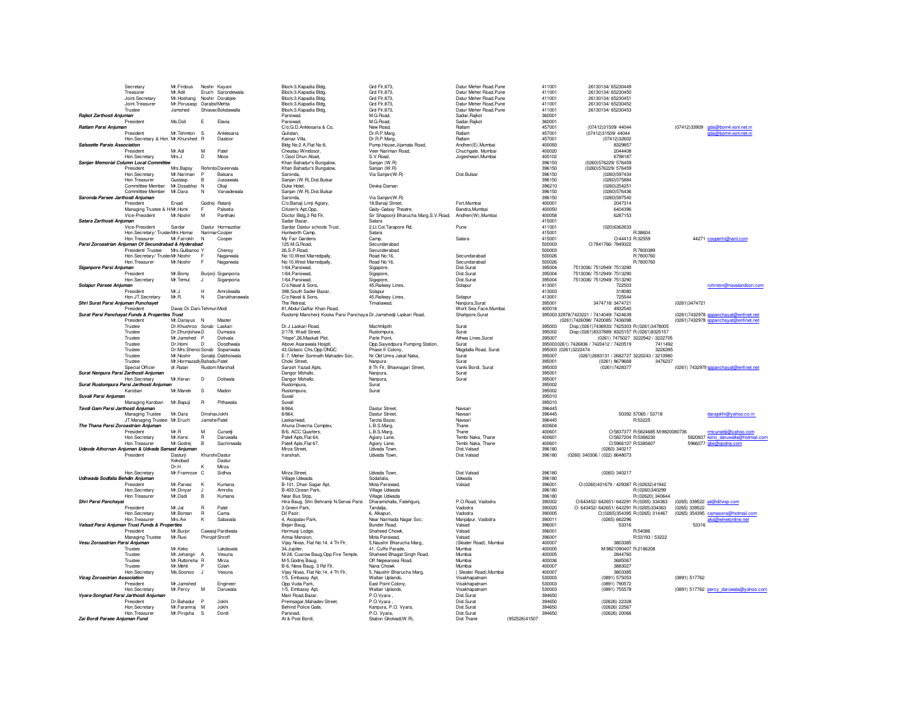| Organization | Designation | Title/First Name | Initial | Surname | Address 1 | Address 2 | Address 3 | PIN | Phone | Fax | Email |
|---|---|---|---|---|---|---|---|---|---|---|---|
| | Secretary | Mr.Firdous | Noshir | Kayani | Block:3,Kapadia Bldg, | Grd Flr,873, | Datur Meher Road,Pune | 411001 | 26130134/ 65230449 | | |
| | Treasurer | Mr.Adil | Eruch | Sarondewala | Block:3,Kapadia Bldg, | Grd Flr,873, | Datur Meher Road,Pune | 411001 | 26130134/ 65230450 | | |
| | Joint.Secretary | Mr.Hoshang | Noshir | Dorabjee | Block:3,Kapadia Bldg, | Grd Flr,873, | Datur Meher Road,Pune | 411001 | 26130134/ 65230451 | | |
| | Joint.Treasurer | Mr.Porusasp | Darabsh | Mehta | Block:3,Kapadia Bldg, | Grd Flr,873, | Datur Meher Road,Pune | 411001 | 26130134/ 65230452 | | |
| | Trustee | Jamshed | Shiavax | Bokdawalla | Block:3,Kapadia Bldg, | Grd Flr,873, | Datur Meher Road,Pune | 411001 | 26130134/ 65230453 | | |
| ***Rajkot Zarthosti Anjuman*** | | | | | Parsiwad, | M.G.Road, | Sadar,Rajkot | 360001 | | | |
| | President | Ms.Doli | E | Elavia | Parsiwad, | M.G.Road, | Sadar,Rajkot | 360001 | | | |
| ***Ratlam Parsi Anjuman*** | | | | | C/o;G.D.Anklesaria & Co, | New Road, | Ratlam | 457001 | (07412)31509/ 44044 | (07412)33909 | gda@bom4.vsnl.net.in |
| | President | Mr.Tehmton | S | Anklesaria | Gulistan, | Dr.R.P.Marg, | Ratlam | 457001 | (07412)31509/ 44044 | | gda@bom4.vsnl.net.in |
| | Hon.Secretary & Hon.Treasurer | Mr.Khurshed | R | Dastoor | Kainaz Villa, | Dr.R.P.Marg, | Ratlam | 457001 | (07412)32602 | | |
| ***Salssette Parsis Association*** | | | | | Bldg No:2 A,Flat No:8, | Pump House,Jijamata Road, | Andheri(E),Mumbai | 400093 | 8329857 | | |
| | President | Mr.Adi | M | Patel | Cheatau Windosor, | Veer Nariman Road, | Chuchgate, Mumbai | 400020 | 2044408 | | |
| | Hon.Secretary | Mrs.J | D | Moos | 1,Gool Dhun Abad, | S.V.Road, | Jogeshwari,Mumbai | 400102 | 6798187 | | |
| ***Sanjan Memorial Column Local Committee*** | | | | | Khan Bahadur's Bungalow, | Sanjan (W.R) | | 396150 | (0260)576229/ 576459 | | |
| | President | Mrs.Bapsy | Rohinton | Davierwala | Khan Bahadur's Bungalow, | Sanjan (W.R) | | 396150 | (0260)576229/ 576459 | | |
| | Hon.Secretary | Mr.Nariman | P | Balsara | Saronda, | Via Sanjan(W.R) | Dist.Bulsar | 396150 | (0260)597434 | | |
| | Hon.Treasurer | Gustasp | B | Jussawala | Sanjan (W.R),Dist.Bulsar | | | 396150 | (0260)575884 | | |
| | Committee Member | Mr.Dosabhai | N | Olaji | Duke Hotel, | Devka-Daman | | 396210 | (0260)254251 | | |
| | Committee Member | Mr.Dara | N | Varvadewala | Sanjan (W.R),Dist.Bulsar | | | 396150 | (0260)576436 | | |
| ***Saronda Parsee Jarthosti Anjuman*** | | | | | Saronda, | Via Sanjan(W.R) | | 396150 | (0260)597540 | | |
| | President | Ervad | Godrej | Ratanji | C/o:Banaji Limji Agiary, | 18,Banaji Street, | Fort,Mumbai | 400001 | 2047314 | | |
| | Managing Trustee & Hon.Secretary | Mr.Homi | F | Palsetia | Citizen's Apt,Opp, | Gaity-Galaxy Theatre, | Bandra,Mumbai | 400050 | 6404396 | | |
| | Vice-President | Mr.Noshir | M | Panthaki | Doctor Bldg,3 Rd Flr, | Sir Shapoorji Bharucha Marg,S.V.Road, | Andheri(W),Mumbai | 400058 | 6287153 | | |
| ***Satara Zarthosti Anjuman*** | | | | | Sadar Bazar, | Satara | | 415001 | | | |
| | Vice-President | Sardar | Dastur | Hormazdiar | Sardar Dastur schools Trust, | 2,Lt.Col.Tarapore Rd, | Pune | 411001 | (020)6362633 | | |
| | Hon.Secretary/ Trustee | Mrs.Homai | Nariman | Cooper | Huntworth Camp, | Satara | | 415001 | | R:38604 | |
| | Hon.Treasurer | Mr.Farrokh | N | Cooper | My Fair Gardens | Camp, | Satara | 415001 | O:44413 R:32559 | 44271 | cooperfn@vsnl.com |
| ***Parsi Zoroastrian Anjuman Of Secundrabad & Hyderabad*** | | | | | 125.M.G.Road, | Secunderabad | | 500003 | O:7841766/ 7849322 | | |
| | President/ Trustee | Mrs.Gulbanoo | Y | Chenoy | 26,S.P.Road, | Secunderabad | | 500003 | | R:7800389 | |
| | Hon.Secretary/ Trustee | Mr.Noshir | F | Nagarwala | No:10,West Marredpally, | Road No:16, | Secundarabad | 500026 | | R:7800760 | |
| | Hon.Treasurer | Mr.Noshir | F | Nagarwala | No:10,West Marredpally, | Road No:16, | Secundarabad | 500026 | | R:7800760 | |
| ***Siganpore Parsi Anjuman*** | | | | | 1/64,Parsiwad, | Sigapore, | Dist.Surat | 395004 | 7513036/ 7512949/ 7513290 | | |
| | President | Mr.Bomy | Burjorji | Siganporia | 1/64,Parsiwad, | Sigapore, | Dist.Surat | 395004 | 7513036/ 7512949/ 7513290 | | |
| | Hon.Secretary | Mr.Temul | J | Siganporia | 1/64,Parsiwad, | Sigapore, | Dist.Surat | 395004 | 7513036/ 7512949/ 7513290 | | |
| ***Solapur Parsee Anjuman*** | | | | | C/o:Naval & Sons, | 45,Railway Lines, | Solapur | 413001 | 722503 | | rohinton@navalandson.com |
| | President | Mr.J | H | Amroliwalla | 398,South Sader Bazar, | Solapur | | 413003 | 318080 | | |
| | Hon.JT.Secretary | Mr.R. | N. | Darukhanawala | C/o:Naval & Sons, | 45,Railway Lines, | Solapur | 413001 | 725544 | | |
| ***Shri Surat Parsi Anjuman Punchayet*** | | | | | The Retreat, | Timaliawad, | Nanpura,Surat | 395001 | 3474718/ 3474721 | (0261)3474721 | |
| | President | Davar.Dr.Dari | Tehmur | Modi | 81,Abdul Gaffar Khan Road, | | Worli Sea Face,Mumbai | 400018 | 4932540 | | |
| ***Surat Parsi Panchayat Funds & Properties Trust*** | | | | | Rustomji Mancherji Kooka Parsi Panchayat Dr.Jamshedji Laskari Road, | | Shahpore,Surat | 395003 | 32978/7423221 / 7414049/ 7424639 | (0261)7432978 | sppanchayat@enfinet.net |
| | President | Mr.Darayus | N | Master | | | | | (0261)7426098/ 7420085/ 7436098 | (0261)7432978 | sppanchayat@enfinet.net |
| | Trustee | Dr.Khushroo | Sorab | Laskari | Dr.J.Laskari Road, | Machhlipith | Surat | 395003 | Disp.:(0261)7436933/ 7425303 R:(0261)3478005 | | |
| | Trustee | Dr.Dhunjishaw | D | Dumasia | 2/178, Wadi Street, | Rustompura, | Surat | 395002 | Disp.:(0261)8337889/ 8325157 R:(0261)8325157 | | |
| | Trustee | Mr.Jamshed | P | Dotivala | "Hope",26,Maskati Plot, | Parle Point, | Athwa Lines,Surat | 395007 | (0261) 7475027 3222942 / 3222705 | | |
| | Trustee | Dr.Homi | D | Doodhwala | Above Asarawala Hosptl, | Opp.Saiyedpura Pumping Station, | Surat | 395003 | (0261) 7426836 / 7420412 / 7420519 7411492 | | |
| | Trustee | Dr.Mrs.Sheroo | Sorab | Sopariwala | 43,Golasic Chs,Opp.ONGC | Phase II Colony, | Magdalla Road, Surat | 395003 | (0261)3222474 3226395 | | |
| | Trustee | Mr.Noshir | Sorabji | Dabhoiwala | E-7, Meher Somnath Mahadev Soc, | Nr.Old Umra Jakat Naka, | Surat | 395007 | (0261)2683131 / 2682727 3220243 / 3210980 | | |
| | Trustee | Mr.Hormazadiy | Bahadur | Patel | Choki Street, | Nanpura | Surat | 395001 | (0261) 8679668 3476237 | | |
| | Special Officer | dr.Ratan | Rustom | Marshall | Saresh Yazad Apts, | 8 Th Flr, Bhavnagari Street, | Vanki Bordi, Surat | 395003 | (0261)7428377 | (0261) 7432978 | sppanchayat@enfinet.net |
| ***Surat Nanpura Parsi Zarthosti Anjuman*** | | | | | Dangor Mohallo, | Nanpura, | Surat | 395001 | | | |
| | Hon.Secretary | Mr.Keran | D | Dotiwala | Dangor Mohallo, | Nanpura, | Surat | 395001 | | | |
| ***Surat Rustompura Parsi Jarthosti Anjuman*** | | | | | Rustompura, | Surat | | 395002 | | | |
| | Karobari | Mr.Manek | S | Madon | Rustompura, | Surat | | 395002 | | | |
| ***Suvali Parsi Anjuman*** | | | | | Suvali | | | 395010 | | | |
| | Managing Karobari | Mr.Bapuji | R | Pithawala | Suvali | | | 395010 | | | |
| ***Tavdi Gam Parsi Jarthosti Anjuman*** | | | | | 8/864, | Dastur Street, | Navsari | 396445 | | | |
| | Managing Trustee | Mr.Dara | Dinshaw | Jokhi | 8/864, | Dastur Street, | Navsari | 396445 | 50392 57065 / 53718 | | darajokhi@yahoo.co.in |
| | JT.Managing Trustee | Mr.Eruch | Jamshed | Patel | Laskariwad, | Tarota Bazar, | Navsari | 396445 | | R:53225 | |
| ***The Thana Parsi Zoroastrian Anjuman*** | | | | | Ahuna Divecha Complex, | L.B.S.Marg, | Thane | 400604 | | | |
| | President | Mr.R | M | Cursetji | B/6, ACC Quarters, | L.B.S.Marg, | Thane | 400601 | O:5837377 R:5824685 M:9820080736 | | rmcursetji@yahoo.com |
| | Hon.Secretary | Mr.Kersi | R | Daruwalla | Patell Apts,Flat 64, | Agiary Lane, | Tembi Naka, Thane | 400601 | O:5827204 R:5368230 | 5820837 | kersi_daruwalla@hotmail.com |
| | Hon.Treasurer | Mr.Godrej | B | Sachinwalla | Patell Apts,Flat 67, | Agiary Lane, | Tembi Naka, Thane | 400601 | O:5966107 R:5385607 | 5966077 | gbs@godrej.com |
| ***Udavda Athornan Anjuman & Udvada Samast Anjuman*** | | | | | Mirza Street, | Udvada Town, | Dist.Valsad | 396180 | (0260) 340217 | | |
| | President | Dasturji Kekobad | Khurshed | Dastur | Iranshah, | Udvada Town, | Dist.Valsad | 396180 | (0260) 340306 / (022) 8648073 | | |
| | | Dr.H | K | Mirza | | | | | | | |
| | Hon.Secretary | Mr.Framroze | C | Sidhva | Mirza Street, | Udvada Town, | Dist.Valsad | 396180 | (0260) 340217 | | |
| ***Udhwada Sodfalia Behdin Anjuman*** | | | | | Village Udwada | Sodafalia, | Udwada | 396180 | | | |
| | President | Mr.Parvez | K | Kumana | B-101, Dhan Sagar Apt, | Mota Parsiwad, | Valsad | 396001 | O:(0260)431679 / 429387 R:(02632)41942 | | |
| | Hon.Secretary | Mr.Dinyar | J | Amrolia | B-403,Ocean Park, | Village Udwada | | 396180 | | R:(0260)340299 | |
| | Hon.Treasurer | Mr.Dadi | B | Kumana | Near Bus Stop, | Village Udwada | | 396180 | | R:(02620) 340644 | |
| ***Shri Parsi Panchayat*** | | | | | Hira Baug, Shri Behramji N.Servai Parsi | Dharamshalla, Fatehgunj, | P.O.Road, Vadodra | 390002 | O:643452/ 642651/ 642291 R:(0265) 334363 | (0265) 339522 | jal@di2visp.com |
| | President | Mr.Jal | R | Patel | 3 Green Park, | Tandalja, | Vadodra | 390020 | O: 643452/ 642651/ 642291 R:(0265)334363 | (0265) 339522 | |
| | Hon.Secretary | Mr.Boman | R | Cama | Dil Pazir, | 6, Alkapuri, | Vadodra | 390005 | O:(0265)354395 R:(0265) 314467 | (0265) 354395 | camasons@hotmail.com |
| | Hon.Treasurer | Mrs.Avi | K | Sabavala | 4, Asopalav Park, | Near Narmada Nagar Soc, | Manjalpur, Vadodra | 390011 | (0265) 662296 | | aks@winetonline.net |
| ***Valsad Parsi Anjuman Trust Funds & Properties*** | | | | | Bejan Baug, | Bunder Road, | Valsad | 396001 | 53316 | 53316 | |
| | President | Mr.Burjor | Cawasji | Pardiwala | Hormusji Lodge, | Shaheed Chowk, | Valsad | 396001 | | R:54086 | |
| | Managing Trustee | Mr.Rusi | Phirojsh | Shroff | Aimai Mansion, | Mota Parsiwad, | Valsad | 396001 | | R:53193 / 53222 | |
| ***Vesu Zoroastrian Parsi Anjuman*** | | | | | Vijay Nivas, Flat No:14, 4 Th Flr, | 5,Naushir Bharucha Marg,, | (Sleater Road), Mumbai | 400007 | 3803385 | | |
| | Trustee | Mr.Keko | | Lakdavala | 34,Jupiter, | 41, Cuffe Parade, | Mumbai | 400005 | M:9821090407 R:2186208 | | |
| | Trustee | Mr.Jehangir | A | Vesuna | M-28, Cusrow Baug,Opp.Fire Temple, | Shaheed Bhagat Singh Road, | Mumbai | 400005 | 2844760 | | |
| | Trustee | Mr.Ruttonsha | R | Mirza | M-5,Godrej Baug, | Off Nepeansea Road, | Mumbai | 400036 | 3685067 | | |
| | Trustee | Mr.Mehli | P | Colah | B-6, Ness Baug, 3 Rd Flr, | Nana Chowk | Mumbai | 400007 | 3883027 | | |
| | Hon.Secretary | Ms.Soonoo | J | Vesuna | Vijay Nivas, Flat No:14, 4 Th Flr, | 5, Naushir Bharucha Marg, | ( Sleater Road),Mumbai | 400007 | 3803385 | | |
| ***Vizag Zoroastrian Association*** | | | | | 1/5, Embassy Apt, | Waltair Uplands, | Visakhapatnam | 530003 | (0891) 575053 | (0891) 517762 | |
| | President | Mr.Jamshed | | Engineer | Opp.Vuda Park, | East Point Colony, | Visakhapatnam | 530003 | (0891) 790572 | | |
| | Hon.Secretary | Mr.Percy | M | Daruwala | 1/5, Embassy Apt, | Waltair Uplands, | Visakhapatnam | 530003 | (0891) 755578 | (0891) 517762 | percy_daruwala@yahoo.com |
| ***Vyara-Songhad Parsi Jarthosti Anjuman*** | | | | | Main Road,Bazar, | P.O.Vyara , | Dist.Surat | 394650 | | | |
| | President | Dr.Bahadur | P | Jokhi | Premsagar,Mahadev Street, | P.O.Vyara , | Dist.Surat | 394650 | (02626) 22328 | | |
| | Hon.Secretary | Mr.Faramraj | M | Jokhi | Behind Police Gate, | Kanpura, P.O. Vyara, | Dist.Surat | 394650 | (02626) 22567 | | |
| | Hon.Treasurer | Mr.Pirojsha | S | Dordi | Parsivad, | P.O. Vyara, | Dist.Surat | 394650 | (02626) 20066 | | |
| ***Zai Bordi Parsee Anjuman Fund*** | | | | | At & Post Bordi, | Station Gholvad(W.R), | Dist Thane (952528)41507 | | | | |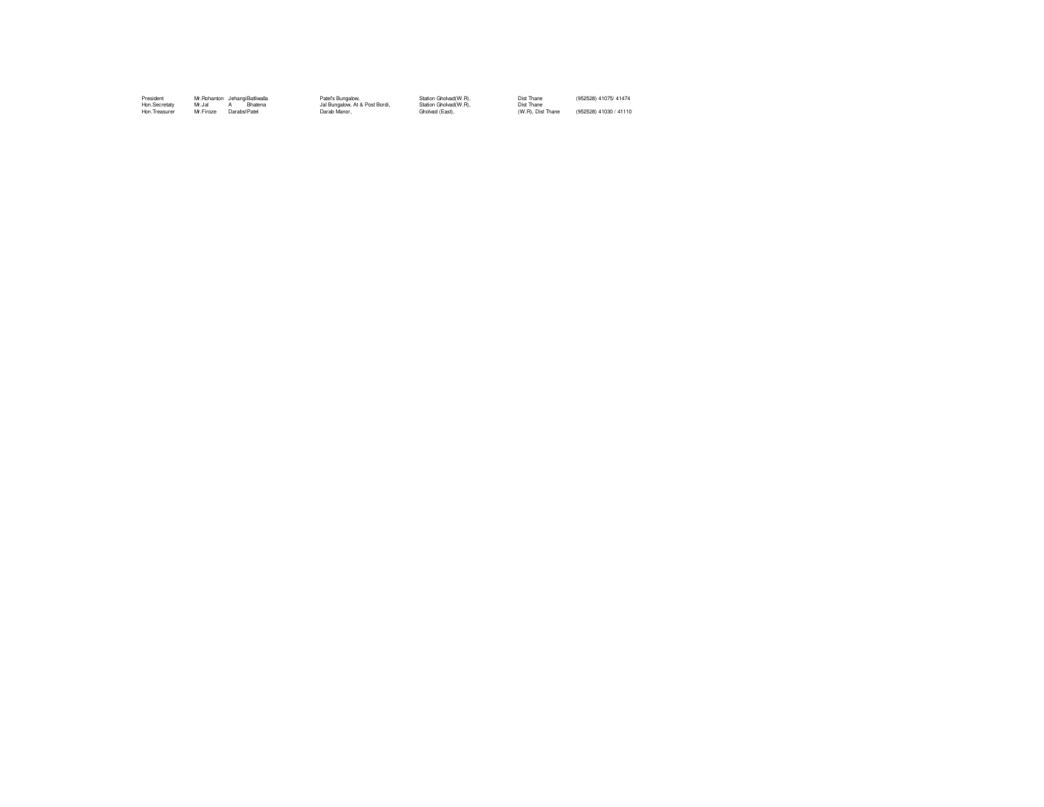| | | | | | | | | |
|---|---|---|---|---|---|---|---|---|
| President | Mr.Rohanton | Jehangi | Batliwalla | Patel's Bungalow, | Station Gholvad(W.R), | Dist Thane | (952528) 41075/ 41474 |
| Hon.Secretaty | Mr.Jal | A | Bhatena | Jal Bungalow, At & Post Bordi, | Station Gholvad(W.R), | Dist Thane | |
| Hon.Treasurer | Mr.Firoze | Darabs | Patel | Darab Manor, | Gholvad (East), | (W.R), Dist Thane | (952528) 41030 / 41110 |